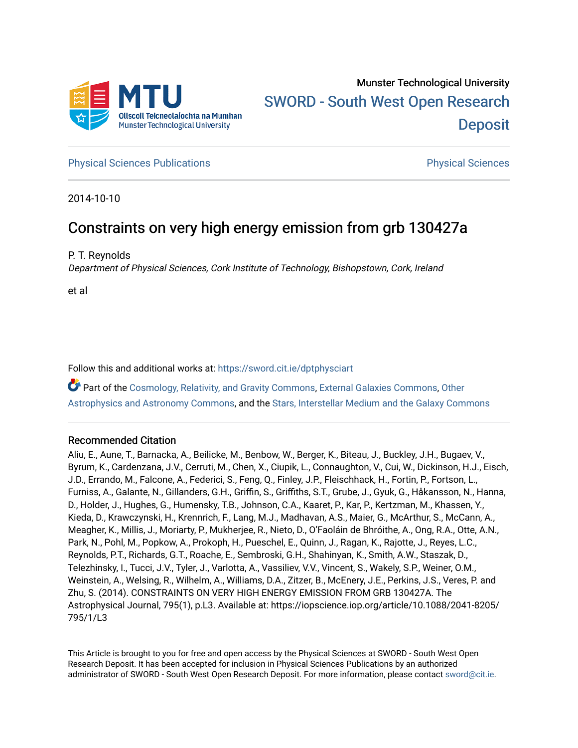Munster Technological University

SWORD - South West Open Research Deposit

Physical Sciences Publications | Physical Sciences

2014-10-10

# Constraints on very high energy emission from grb 130427a

P. T. Reynolds

*Department of Physical Sciences, Cork Institute of Technology, Bishopstown, Cork, Ireland*

et al

Follow this and additional works at: https://sword.cit.ie/dptphysciart

Part of the Cosmology, Relativity, and Gravity Commons, External Galaxies Commons, Other Astrophysics and Astronomy Commons, and the Stars, Interstellar Medium and the Galaxy Commons

## Recommended Citation

Aliu, E., Aune, T., Barnacka, A., Beilicke, M., Benbow, W., Berger, K., Biteau, J., Buckley, J.H., Bugaev, V., Byrum, K., Cardenzana, J.V., Cerruti, M., Chen, X., Ciupik, L., Connaughton, V., Cui, W., Dickinson, H.J., Eisch, J.D., Errando, M., Falcone, A., Federici, S., Feng, Q., Finley, J.P., Fleischhack, H., Fortin, P., Fortson, L., Furniss, A., Galante, N., Gillanders, G.H., Griffin, S., Griffiths, S.T., Grube, J., Gyuk, G., Håkansson, N., Hanna, D., Holder, J., Hughes, G., Humensky, T.B., Johnson, C.A., Kaaret, P., Kar, P., Kertzman, M., Khassen, Y., Kieda, D., Krawczynski, H., Krennrich, F., Lang, M.J., Madhavan, A.S., Maier, G., McArthur, S., McCann, A., Meagher, K., Millis, J., Moriarty, P., Mukherjee, R., Nieto, D., O'Faoláin de Bhróithe, A., Ong, R.A., Otte, A.N., Park, N., Pohl, M., Popkow, A., Prokoph, H., Pueschel, E., Quinn, J., Ragan, K., Rajotte, J., Reyes, L.C., Reynolds, P.T., Richards, G.T., Roache, E., Sembroski, G.H., Shahinyan, K., Smith, A.W., Staszak, D., Telezhinsky, I., Tucci, J.V., Tyler, J., Varlotta, A., Vassiliev, V.V., Vincent, S., Wakely, S.P., Weiner, O.M., Weinstein, A., Welsing, R., Wilhelm, A., Williams, D.A., Zitzer, B., McEnery, J.E., Perkins, J.S., Veres, P. and Zhu, S. (2014). CONSTRAINTS ON VERY HIGH ENERGY EMISSION FROM GRB 130427A. The Astrophysical Journal, 795(1), p.L3. Available at: https://iopscience.iop.org/article/10.1088/2041-8205/795/1/L3

This Article is brought to you for free and open access by the Physical Sciences at SWORD - South West Open Research Deposit. It has been accepted for inclusion in Physical Sciences Publications by an authorized administrator of SWORD - South West Open Research Deposit. For more information, please contact sword@cit.ie.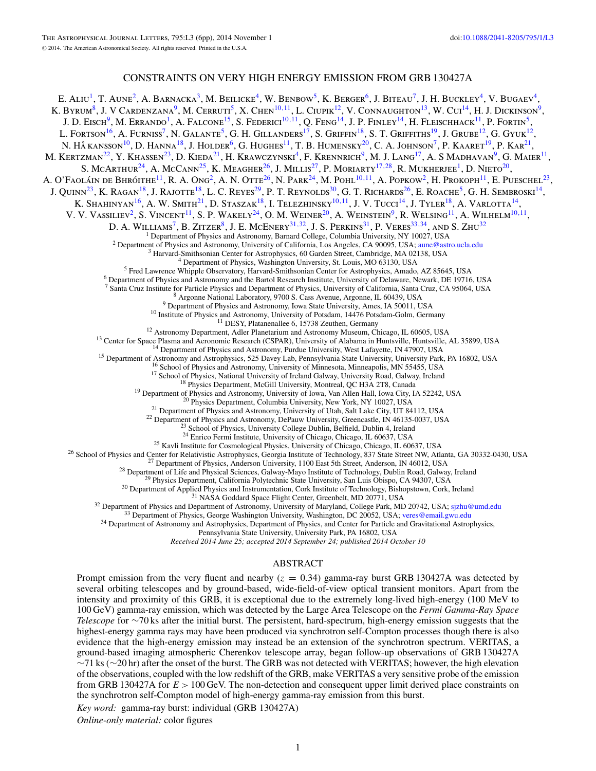# CONSTRAINTS ON VERY HIGH ENERGY EMISSION FROM GRB 130427A

E. Aliu[1], T. Aune[2], A. Barnacka[3], M. Beilicke[4], W. Benbow[5], K. Berger[6], J. Biteau[7], J. H. Buckley[4], V. Bugaev[4], K. Byrum[8], J. V Cardenzana[9], M. Cerruti[5], X. Chen[10,11], L. Ciupik[12], V. Connaughton[13], W. Cui[14], H. J. Dickinson[9], J. D. Eisch[9], M. Errando[1], A. Falcone[15], S. Federici[10,11], Q. Feng[14], J. P. Finley[14], H. Fleischhack[11], P. Fortin[5], L. Fortson[16], A. Furniss[7], N. Galante[5], G. H. Gillanders[17], S. Griffin[18], S. T. Griffiths[19], J. Grube[12], G. Gyuk[12], N. Håkansson[10], D. Hanna[18], J. Holder[6], G. Hughes[11], T. B. Humensky[20], C. A. Johnson[7], P. Kaaret[19], P. Kar[21], M. Kertzman[22], Y. Khassen[23], D. Kieda[21], H. Krawczynski[4], F. Krennrich[9], M. J. Lang[17], A. S Madhavan[9], G. Maier[11], S. McArthur[24], A. McCann[25], K. Meagher[26], J. Millis[27], P. Moriarty[17,28], R. Mukherjee[1], D. Nieto[20], A. O'Faoláin de Bhróithe[11], R. A. Ong[2], A. N. Otte[26], N. Park[24], M. Pohl[10,11], A. Popkow[2], H. Prokoph[11], E. Pueschel[23], J. Quinn[23], K. Ragan[18], J. Rajotte[18], L. C. Reyes[29], P. T. Reynolds[30], G. T. Richards[26], E. Roache[5], G. H. Sembroski[14], K. Shahinyan[16], A. W. Smith[21], D. Staszak[18], I. Telezhinsky[10,11], J. V. Tucci[14], J. Tyler[18], A. Varlotta[14], V. V. Vassiliev[2], S. Vincent[11], S. P. Wakely[24], O. M. Weiner[20], A. Weinstein[9], R. Welsing[11], A. Wilhelm[10,11], D. A. Williams[7], B. Zitzer[8], J. E. McEnery[31,32], J. S. Perkins[31], P. Veres[33,34], and S. Zhu[32]

[1] Department of Physics and Astronomy, Barnard College, Columbia University, NY 10027, USA
[2] Department of Physics and Astronomy, University of California, Los Angeles, CA 90095, USA; aune@astro.ucla.edu
[3] Harvard-Smithsonian Center for Astrophysics, 60 Garden Street, Cambridge, MA 02138, USA
[4] Department of Physics, Washington University, St. Louis, MO 63130, USA
[5] Fred Lawrence Whipple Observatory, Harvard-Smithsonian Center for Astrophysics, Amado, AZ 85645, USA
[6] Department of Physics and Astronomy and the Bartol Research Institute, University of Delaware, Newark, DE 19716, USA
[7] Santa Cruz Institute for Particle Physics and Department of Physics, University of California, Santa Cruz, CA 95064, USA
[8] Argonne National Laboratory, 9700 S. Cass Avenue, Argonne, IL 60439, USA
[9] Department of Physics and Astronomy, Iowa State University, Ames, IA 50011, USA
[10] Institute of Physics and Astronomy, University of Potsdam, 14476 Potsdam-Golm, Germany
[11] DESY, Platanenallee 6, 15738 Zeuthen, Germany
[12] Astronomy Department, Adler Planetarium and Astronomy Museum, Chicago, IL 60605, USA
[13] Center for Space Plasma and Aeronomic Research (CSPAR), University of Alabama in Huntsville, Huntsville, AL 35899, USA
[14] Department of Physics and Astronomy, Purdue University, West Lafayette, IN 47907, USA
[15] Department of Astronomy and Astrophysics, 525 Davey Lab, Pennsylvania State University, University Park, PA 16802, USA
[16] School of Physics and Astronomy, University of Minnesota, Minneapolis, MN 55455, USA
[17] School of Physics, National University of Ireland Galway, University Road, Galway, Ireland
[18] Physics Department, McGill University, Montreal, QC H3A 2T8, Canada
[19] Department of Physics and Astronomy, University of Iowa, Van Allen Hall, Iowa City, IA 52242, USA
[20] Physics Department, Columbia University, New York, NY 10027, USA
[21] Department of Physics and Astronomy, University of Utah, Salt Lake City, UT 84112, USA
[22] Department of Physics and Astronomy, DePauw University, Greencastle, IN 46135-0037, USA
[23] School of Physics, University College Dublin, Belfield, Dublin 4, Ireland
[24] Enrico Fermi Institute, University of Chicago, Chicago, IL 60637, USA
[25] Kavli Institute for Cosmological Physics, University of Chicago, Chicago, IL 60637, USA
[26] School of Physics and Center for Relativistic Astrophysics, Georgia Institute of Technology, 837 State Street NW, Atlanta, GA 30332-0430, USA
[27] Department of Physics, Anderson University, 1100 East 5th Street, Anderson, IN 46012, USA
[28] Department of Life and Physical Sciences, Galway-Mayo Institute of Technology, Dublin Road, Galway, Ireland
[29] Physics Department, California Polytechnic State University, San Luis Obispo, CA 94307, USA
[30] Department of Applied Physics and Instrumentation, Cork Institute of Technology, Bishopstown, Cork, Ireland
[31] NASA Goddard Space Flight Center, Greenbelt, MD 20771, USA
[32] Department of Physics and Department of Astronomy, University of Maryland, College Park, MD 20742, USA; sjzhu@umd.edu
[33] Department of Physics, George Washington University, Washington, DC 20052, USA; veres@email.gwu.edu
[34] Department of Astronomy and Astrophysics, Department of Physics, and Center for Particle and Gravitational Astrophysics, Pennsylvania State University, University Park, PA 16802, USA

*Received 2014 June 25; accepted 2014 September 24; published 2014 October 10*

## ABSTRACT

Prompt emission from the very fluent and nearby ($z = 0.34$) gamma-ray burst GRB 130427A was detected by several orbiting telescopes and by ground-based, wide-field-of-view optical transient monitors. Apart from the intensity and proximity of this GRB, it is exceptional due to the extremely long-lived high-energy (100 MeV to 100 GeV) gamma-ray emission, which was detected by the Large Area Telescope on the *Fermi Gamma-Ray Space Telescope* for ~70 ks after the initial burst. The persistent, hard-spectrum, high-energy emission suggests that the highest-energy gamma rays may have been produced via synchrotron self-Compton processes though there is also evidence that the high-energy emission may instead be an extension of the synchrotron spectrum. VERITAS, a ground-based imaging atmospheric Cherenkov telescope array, began follow-up observations of GRB 130427A ~71 ks (~20 hr) after the onset of the burst. The GRB was not detected with VERITAS; however, the high elevation of the observations, coupled with the low redshift of the GRB, make VERITAS a very sensitive probe of the emission from GRB 130427A for $E > 100$ GeV. The non-detection and consequent upper limit derived place constraints on the synchrotron self-Compton model of high-energy gamma-ray emission from this burst.

*Key word:* gamma-ray burst: individual (GRB 130427A)

*Online-only material:* color figures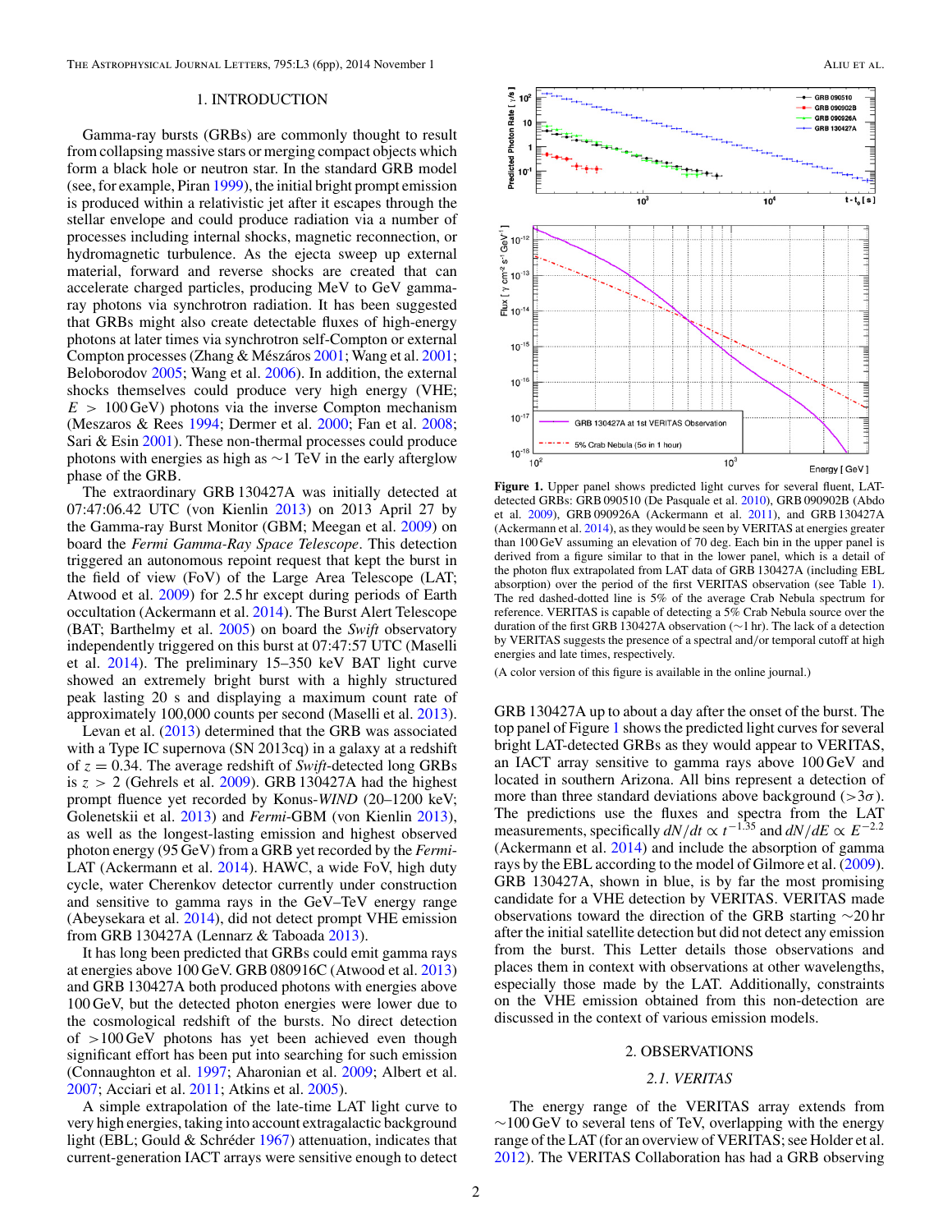## 1. INTRODUCTION

Gamma-ray bursts (GRBs) are commonly thought to result from collapsing massive stars or merging compact objects which form a black hole or neutron star. In the standard GRB model (see, for example, Piran 1999), the initial bright prompt emission is produced within a relativistic jet after it escapes through the stellar envelope and could produce radiation via a number of processes including internal shocks, magnetic reconnection, or hydromagnetic turbulence. As the ejecta sweep up external material, forward and reverse shocks are created that can accelerate charged particles, producing MeV to GeV gamma-ray photons via synchrotron radiation. It has been suggested that GRBs might also create detectable fluxes of high-energy photons at later times via synchrotron self-Compton or external Compton processes (Zhang & Mészáros 2001; Wang et al. 2001; Beloborodov 2005; Wang et al. 2006). In addition, the external shocks themselves could produce very high energy (VHE; $E > 100$ GeV) photons via the inverse Compton mechanism (Meszaros & Rees 1994; Dermer et al. 2000; Fan et al. 2008; Sari & Esin 2001). These non-thermal processes could produce photons with energies as high as ∼1 TeV in the early afterglow phase of the GRB.

The extraordinary GRB 130427A was initially detected at 07:47:06.42 UTC (von Kienlin 2013) on 2013 April 27 by the Gamma-ray Burst Monitor (GBM; Meegan et al. 2009) on board the *Fermi Gamma-Ray Space Telescope*. This detection triggered an autonomous repoint request that kept the burst in the field of view (FoV) of the Large Area Telescope (LAT; Atwood et al. 2009) for 2.5 hr except during periods of Earth occultation (Ackermann et al. 2014). The Burst Alert Telescope (BAT; Barthelmy et al. 2005) on board the *Swift* observatory independently triggered on this burst at 07:47:57 UTC (Maselli et al. 2014). The preliminary 15–350 keV BAT light curve showed an extremely bright burst with a highly structured peak lasting 20 s and displaying a maximum count rate of approximately 100,000 counts per second (Maselli et al. 2013).

Levan et al. (2013) determined that the GRB was associated with a Type IC supernova (SN 2013cq) in a galaxy at a redshift of $z = 0.34$. The average redshift of *Swift*-detected long GRBs is $z > 2$ (Gehrels et al. 2009). GRB 130427A had the highest prompt fluence yet recorded by Konus-*WIND* (20–1200 keV; Golenetskii et al. 2013) and *Fermi*-GBM (von Kienlin 2013), as well as the longest-lasting emission and highest observed photon energy (95 GeV) from a GRB yet recorded by the *Fermi*-LAT (Ackermann et al. 2014). HAWC, a wide FoV, high duty cycle, water Cherenkov detector currently under construction and sensitive to gamma rays in the GeV–TeV energy range (Abeysekara et al. 2014), did not detect prompt VHE emission from GRB 130427A (Lennarz & Taboada 2013).

It has long been predicted that GRBs could emit gamma rays at energies above 100 GeV. GRB 080916C (Atwood et al. 2013) and GRB 130427A both produced photons with energies above 100 GeV, but the detected photon energies were lower due to the cosmological redshift of the bursts. No direct detection of >100 GeV photons has yet been achieved even though significant effort has been put into searching for such emission (Connaughton et al. 1997; Aharonian et al. 2009; Albert et al. 2007; Acciari et al. 2011; Atkins et al. 2005).

A simple extrapolation of the late-time LAT light curve to very high energies, taking into account extragalactic background light (EBL; Gould & Schréder 1967) attenuation, indicates that current-generation IACT arrays were sensitive enough to detect GRB 130427A up to about a day after the onset of the burst. The top panel of Figure 1 shows the predicted light curves for several bright LAT-detected GRBs as they would appear to VERITAS, an IACT array sensitive to gamma rays above 100 GeV and located in southern Arizona. All bins represent a detection of more than three standard deviations above background (>3σ). The predictions use the fluxes and spectra from the LAT measurements, specifically $dN/dt \propto t^{-1.35}$ and $dN/dE \propto E^{-2.2}$ (Ackermann et al. 2014) and include the absorption of gamma rays by the EBL according to the model of Gilmore et al. (2009). GRB 130427A, shown in blue, is by far the most promising candidate for a VHE detection by VERITAS. VERITAS made observations toward the direction of the GRB starting ∼20 hr after the initial satellite detection but did not detect any emission from the burst. This Letter details those observations and places them in context with observations at other wavelengths, especially those made by the LAT. Additionally, constraints on the VHE emission obtained from this non-detection are discussed in the context of various emission models.

**Figure 1.** Upper panel shows predicted light curves for several fluent, LAT-detected GRBs: GRB 090510 (De Pasquale et al. 2010), GRB 090902B (Abdo et al. 2009), GRB 090926A (Ackermann et al. 2011), and GRB 130427A (Ackermann et al. 2014), as they would be seen by VERITAS at energies greater than 100 GeV assuming an elevation of 70 deg. Each bin in the upper panel is derived from a figure similar to that in the lower panel, which is a detail of the photon flux extrapolated from LAT data of GRB 130427A (including EBL absorption) over the period of the first VERITAS observation (see Table 1). The red dashed-dotted line is 5% of the average Crab Nebula spectrum for reference. VERITAS is capable of detecting a 5% Crab Nebula source over the duration of the first GRB 130427A observation (∼1 hr). The lack of a detection by VERITAS suggests the presence of a spectral and/or temporal cutoff at high energies and late times, respectively.

(A color version of this figure is available in the online journal.)

## 2. OBSERVATIONS

### 2.1. VERITAS

The energy range of the VERITAS array extends from ∼100 GeV to several tens of TeV, overlapping with the energy range of the LAT (for an overview of VERITAS; see Holder et al. 2012). The VERITAS Collaboration has had a GRB observing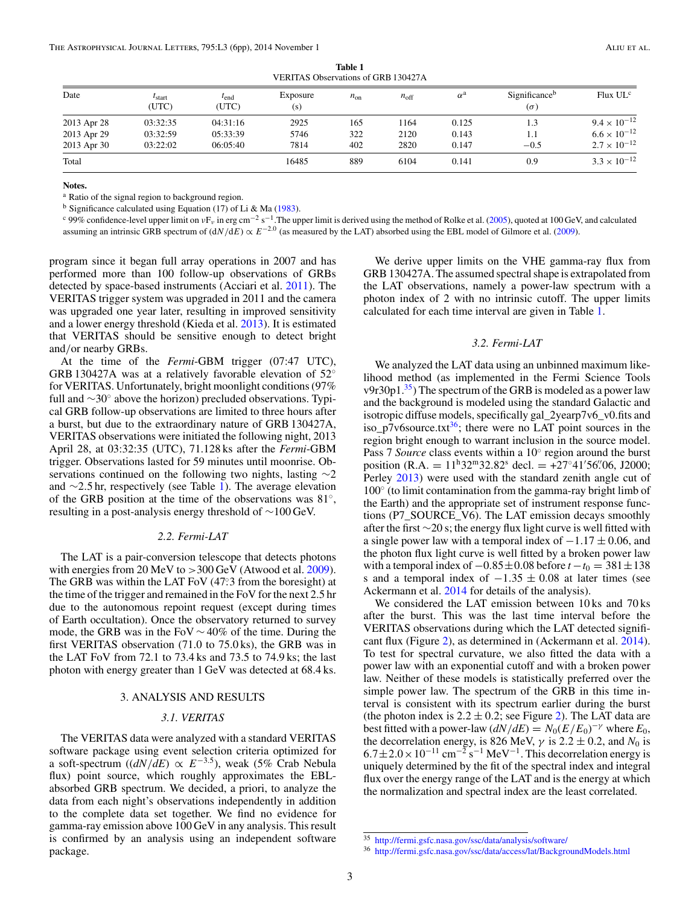**Table 1**
VERITAS Observations of GRB 130427A

| Date | $t_{start}$ (UTC) | $t_{end}$ (UTC) | Exposure (s) | $n_{on}$ | $n_{off}$ | $\alpha$[a] | Significance[b] ($\sigma$) | Flux UL[c] |
|---|---|---|---|---|---|---|---|---|
| 2013 Apr 28 | 03:32:35 | 04:31:16 | 2925 | 165 | 1164 | 0.125 | 1.3 | $9.4 \times 10^{-12}$ |
| 2013 Apr 29 | 03:32:59 | 05:33:39 | 5746 | 322 | 2120 | 0.143 | 1.1 | $6.6 \times 10^{-12}$ |
| 2013 Apr 30 | 03:22:02 | 06:05:40 | 7814 | 402 | 2820 | 0.147 | −0.5 | $2.7 \times 10^{-12}$ |
| Total | | | 16485 | 889 | 6104 | 0.141 | 0.9 | $3.3 \times 10^{-12}$ |

**Notes.**
[a] Ratio of the signal region to background region.
[b] Significance calculated using Equation (17) of Li & Ma (1983).
[c] 99% confidence-level upper limit on $\nu F_{\nu}$ in erg cm$^{-2}$ s$^{-1}$.The upper limit is derived using the method of Rolke et al. (2005), quoted at 100 GeV, and calculated assuming an intrinsic GRB spectrum of $(dN/dE) \propto E^{-2.0}$ (as measured by the LAT) absorbed using the EBL model of Gilmore et al. (2009).

program since it began full array operations in 2007 and has performed more than 100 follow-up observations of GRBs detected by space-based instruments (Acciari et al. 2011). The VERITAS trigger system was upgraded in 2011 and the camera was upgraded one year later, resulting in improved sensitivity and a lower energy threshold (Kieda et al. 2013). It is estimated that VERITAS should be sensitive enough to detect bright and/or nearby GRBs.

At the time of the *Fermi*-GBM trigger (07:47 UTC), GRB 130427A was at a relatively favorable elevation of 52° for VERITAS. Unfortunately, bright moonlight conditions (97% full and ~30° above the horizon) precluded observations. Typical GRB follow-up observations are limited to three hours after a burst, but due to the extraordinary nature of GRB 130427A, VERITAS observations were initiated the following night, 2013 April 28, at 03:32:35 (UTC), 71.128 ks after the *Fermi*-GBM trigger. Observations lasted for 59 minutes until moonrise. Observations continued on the following two nights, lasting ~2 and ~2.5 hr, respectively (see Table 1). The average elevation of the GRB position at the time of the observations was 81°, resulting in a post-analysis energy threshold of ~100 GeV.

### 2.2. Fermi-LAT

The LAT is a pair-conversion telescope that detects photons with energies from 20 MeV to >300 GeV (Atwood et al. 2009). The GRB was within the LAT FoV (47°.3 from the boresight) at the time of the trigger and remained in the FoV for the next 2.5 hr due to the autonomous repoint request (except during times of Earth occultation). Once the observatory returned to survey mode, the GRB was in the FoV ~40% of the time. During the first VERITAS observation (71.0 to 75.0 ks), the GRB was in the LAT FoV from 72.1 to 73.4 ks and 73.5 to 74.9 ks; the last photon with energy greater than 1 GeV was detected at 68.4 ks.

## 3. ANALYSIS AND RESULTS

### 3.1. VERITAS

The VERITAS data were analyzed with a standard VERITAS software package using event selection criteria optimized for a soft-spectrum ($(dN/dE) \propto E^{-3.5}$), weak (5% Crab Nebula flux) point source, which roughly approximates the EBL-absorbed GRB spectrum. We decided, a priori, to analyze the data from each night's observations independently in addition to the complete data set together. We find no evidence for gamma-ray emission above 100 GeV in any analysis. This result is confirmed by an analysis using an independent software package.

We derive upper limits on the VHE gamma-ray flux from GRB 130427A. The assumed spectral shape is extrapolated from the LAT observations, namely a power-law spectrum with a photon index of 2 with no intrinsic cutoff. The upper limits calculated for each time interval are given in Table 1.

### 3.2. Fermi-LAT

We analyzed the LAT data using an unbinned maximum likelihood method (as implemented in the Fermi Science Tools v9r30p1.[35]) The spectrum of the GRB is modeled as a power law and the background is modeled using the standard Galactic and isotropic diffuse models, specifically gal_2yearp7v6_v0.fits and iso_p7v6source.txt[36]; there were no LAT point sources in the region bright enough to warrant inclusion in the source model. Pass 7 *Source* class events within a 10° region around the burst position (R.A. = $11^{h}32^{m}32.82^{s}$ decl. = +27°41′56″.06, J2000; Perley 2013) were used with the standard zenith angle cut of 100° (to limit contamination from the gamma-ray bright limb of the Earth) and the appropriate set of instrument response functions (P7_SOURCE_V6). The LAT emission decays smoothly after the first ~20 s; the energy flux light curve is well fitted with a single power law with a temporal index of $-1.17 \pm 0.06$, and the photon flux light curve is well fitted by a broken power law with a temporal index of $-0.85 \pm 0.08$ before $t - t_0 = 381 \pm 138$ s and a temporal index of $-1.35 \pm 0.08$ at later times (see Ackermann et al. 2014 for details of the analysis).

We considered the LAT emission between 10 ks and 70 ks after the burst. This was the last time interval before the VERITAS observations during which the LAT detected significant flux (Figure 2), as determined in (Ackermann et al. 2014). To test for spectral curvature, we also fitted the data with a power law with an exponential cutoff and with a broken power law. Neither of these models is statistically preferred over the simple power law. The spectrum of the GRB in this time interval is consistent with its spectrum earlier during the burst (the photon index is $2.2 \pm 0.2$; see Figure 2). The LAT data are best fitted with a power-law $(dN/dE) = N_0(E/E_0)^{-\gamma}$ where $E_0$, the decorrelation energy, is 826 MeV, $\gamma$ is $2.2 \pm 0.2$, and $N_0$ is $6.7 \pm 2.0 \times 10^{-11}$ cm$^{-2}$ s$^{-1}$ MeV$^{-1}$. This decorrelation energy is uniquely determined by the fit of the spectral index and integral flux over the energy range of the LAT and is the energy at which the normalization and spectral index are the least correlated.

[35] http://fermi.gsfc.nasa.gov/ssc/data/analysis/software/
[36] http://fermi.gsfc.nasa.gov/ssc/data/access/lat/BackgroundModels.html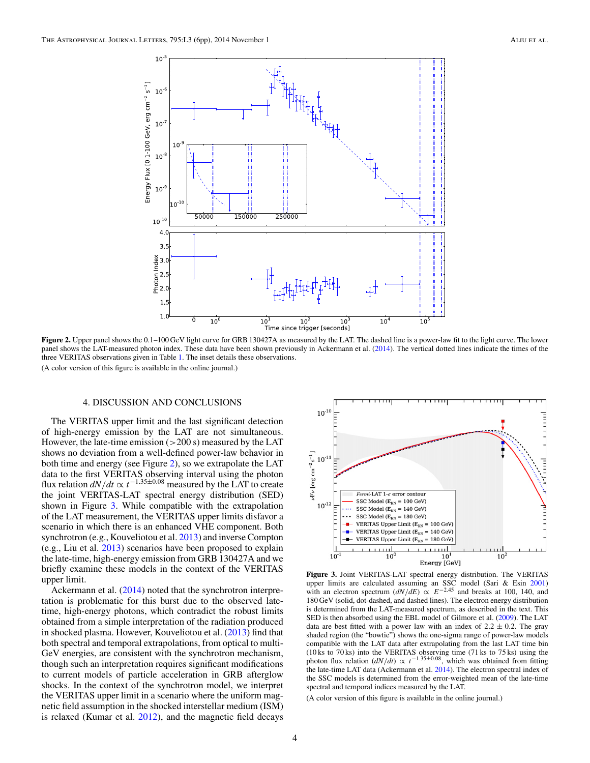**Figure 2.** Upper panel shows the 0.1–100 GeV light curve for GRB 130427A as measured by the LAT. The dashed line is a power-law fit to the light curve. The lower panel shows the LAT-measured photon index. These data have been shown previously in Ackermann et al. (2014). The vertical dotted lines indicate the times of the three VERITAS observations given in Table 1. The inset details these observations.

(A color version of this figure is available in the online journal.)

## 4. DISCUSSION AND CONCLUSIONS

The VERITAS upper limit and the last significant detection of high-energy emission by the LAT are not simultaneous. However, the late-time emission (>200 s) measured by the LAT shows no deviation from a well-defined power-law behavior in both time and energy (see Figure 2), so we extrapolate the LAT data to the first VERITAS observing interval using the photon flux relation $dN/dt \propto t^{-1.35\pm0.08}$ measured by the LAT to create the joint VERITAS-LAT spectral energy distribution (SED) shown in Figure 3. While compatible with the extrapolation of the LAT measurement, the VERITAS upper limits disfavor a scenario in which there is an enhanced VHE component. Both synchrotron (e.g., Kouveliotou et al. 2013) and inverse Compton (e.g., Liu et al. 2013) scenarios have been proposed to explain the late-time, high-energy emission from GRB 130427A and we briefly examine these models in the context of the VERITAS upper limit.

Ackermann et al. (2014) noted that the synchrotron interpretation is problematic for this burst due to the observed late-time, high-energy photons, which contradict the robust limits obtained from a simple interpretation of the radiation produced in shocked plasma. However, Kouveliotou et al. (2013) find that both spectral and temporal extrapolations, from optical to multi-GeV energies, are consistent with the synchrotron mechanism, though such an interpretation requires significant modifications to current models of particle acceleration in GRB afterglow shocks. In the context of the synchrotron model, we interpret the VERITAS upper limit in a scenario where the uniform magnetic field assumption in the shocked interstellar medium (ISM) is relaxed (Kumar et al. 2012), and the magnetic field decays

**Figure 3.** Joint VERITAS-LAT spectral energy distribution. The VERITAS upper limits are calculated assuming an SSC model (Sari & Esin 2001) with an electron spectrum $(dN/dE) \propto E^{-2.45}$ and breaks at 100, 140, and 180 GeV (solid, dot-dashed, and dashed lines). The electron energy distribution is then determined from the LAT-measured spectrum, as described in the text. This SED is then absorbed using the EBL model of Gilmore et al. (2009). The LAT data are best fitted with a power law with an index of $2.2 \pm 0.2$. The gray shaded region (the "bowtie") shows the one-sigma range of power-law models compatible with the LAT data after extrapolating from the last LAT time bin (10 ks to 70 ks) into the VERITAS observing time (71 ks to 75 ks) using the photon flux relation $(dN/dt) \propto t^{-1.35\pm0.08}$, which was obtained from fitting the late-time LAT data (Ackermann et al. 2014). The electron spectral index of the SSC models is determined from the error-weighted mean of the late-time spectral and temporal indices measured by the LAT.

(A color version of this figure is available in the online journal.)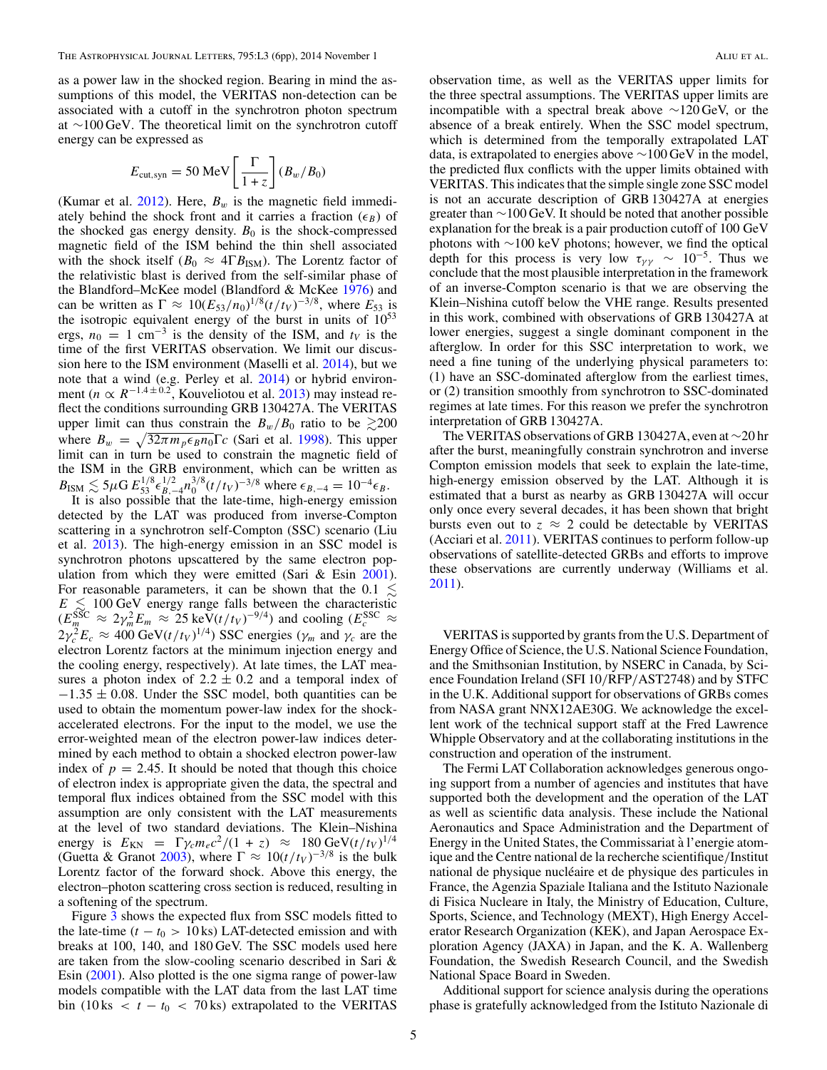as a power law in the shocked region. Bearing in mind the assumptions of this model, the VERITAS non-detection can be associated with a cutoff in the synchrotron photon spectrum at ∼100 GeV. The theoretical limit on the synchrotron cutoff energy can be expressed as

$$E_{\rm cut,syn} = 50\ {\rm MeV}\left[\frac{\Gamma}{1+z}\right](B_w/B_0)$$

(Kumar et al. 2012). Here, $B_w$ is the magnetic field immediately behind the shock front and it carries a fraction ($\epsilon_B$) of the shocked gas energy density. $B_0$ is the shock-compressed magnetic field of the ISM behind the thin shell associated with the shock itself ($B_0 \approx 4\Gamma B_{\rm ISM}$). The Lorentz factor of the relativistic blast is derived from the self-similar phase of the Blandford–McKee model (Blandford & McKee 1976) and can be written as $\Gamma \approx 10(E_{53}/n_0)^{1/8}(t/t_V)^{-3/8}$, where $E_{53}$ is the isotropic equivalent energy of the burst in units of $10^{53}$ ergs, $n_0 = 1\ {\rm cm}^{-3}$ is the density of the ISM, and $t_V$ is the time of the first VERITAS observation. We limit our discussion here to the ISM environment (Maselli et al. 2014), but we note that a wind (e.g. Perley et al. 2014) or hybrid environment ($n \propto R^{-1.4\pm0.2}$, Kouveliotou et al. 2013) may instead reflect the conditions surrounding GRB 130427A. The VERITAS upper limit can thus constrain the $B_w/B_0$ ratio to be $\gtrsim$200 where $B_w = \sqrt{32\pi m_p \epsilon_B n_0}\Gamma c$ (Sari et al. 1998). This upper limit can in turn be used to constrain the magnetic field of the ISM in the GRB environment, which can be written as $B_{\rm ISM} \lesssim 5\mu{\rm G}\, E_{53}^{1/8}\epsilon_{B,-4}^{1/2}n_0^{3/8}(t/t_V)^{-3/8}$ where $\epsilon_{B,-4} = 10^{-4}\epsilon_B$.

It is also possible that the late-time, high-energy emission detected by the LAT was produced from inverse-Compton scattering in a synchrotron self-Compton (SSC) scenario (Liu et al. 2013). The high-energy emission in an SSC model is synchrotron photons upscattered by the same electron population from which they were emitted (Sari & Esin 2001). For reasonable parameters, it can be shown that the $0.1 \lesssim E \lesssim 100$ GeV energy range falls between the characteristic ($E_m^{\rm SSC} \approx 2\gamma_m^2 E_m \approx 25\ {\rm keV}(t/t_V)^{-9/4}$) and cooling ($E_c^{\rm SSC} \approx 2\gamma_c^2 E_c \approx 400\ {\rm GeV}(t/t_V)^{1/4}$) SSC energies ($\gamma_m$ and $\gamma_c$ are the electron Lorentz factors at the minimum injection energy and the cooling energy, respectively). At late times, the LAT measures a photon index of $2.2 \pm 0.2$ and a temporal index of $-1.35 \pm 0.08$. Under the SSC model, both quantities can be used to obtain the momentum power-law index for the shock-accelerated electrons. For the input to the model, we use the error-weighted mean of the electron power-law indices determined by each method to obtain a shocked electron power-law index of $p = 2.45$. It should be noted that though this choice of electron index is appropriate given the data, the spectral and temporal flux indices obtained from the SSC model with this assumption are only consistent with the LAT measurements at the level of two standard deviations. The Klein–Nishina energy is $E_{\rm KN} = \Gamma\gamma_c m_e c^2/(1+z) \approx 180\ {\rm GeV}(t/t_V)^{1/4}$ (Guetta & Granot 2003), where $\Gamma \approx 10(t/t_V)^{-3/8}$ is the bulk Lorentz factor of the forward shock. Above this energy, the electron–photon scattering cross section is reduced, resulting in a softening of the spectrum.

Figure 3 shows the expected flux from SSC models fitted to the late-time ($t - t_0 > 10$ ks) LAT-detected emission and with breaks at 100, 140, and 180 GeV. The SSC models used here are taken from the slow-cooling scenario described in Sari & Esin (2001). Also plotted is the one sigma range of power-law models compatible with the LAT data from the last LAT time bin ($10\ {\rm ks} < t - t_0 < 70$ ks) extrapolated to the VERITAS observation time, as well as the VERITAS upper limits for the three spectral assumptions. The VERITAS upper limits are incompatible with a spectral break above ∼120 GeV, or the absence of a break entirely. When the SSC model spectrum, which is determined from the temporally extrapolated LAT data, is extrapolated to energies above ∼100 GeV in the model, the predicted flux conflicts with the upper limits obtained with VERITAS. This indicates that the simple single zone SSC model is not an accurate description of GRB 130427A at energies greater than ∼100 GeV. It should be noted that another possible explanation for the break is a pair production cutoff of 100 GeV photons with ∼100 keV photons; however, we find the optical depth for this process is very low $\tau_{\gamma\gamma} \sim 10^{-5}$. Thus we conclude that the most plausible interpretation in the framework of an inverse-Compton scenario is that we are observing the Klein–Nishina cutoff below the VHE range. Results presented in this work, combined with observations of GRB 130427A at lower energies, suggest a single dominant component in the afterglow. In order for this SSC interpretation to work, we need a fine tuning of the underlying physical parameters to: (1) have an SSC-dominated afterglow from the earliest times, or (2) transition smoothly from synchrotron to SSC-dominated regimes at late times. For this reason we prefer the synchrotron interpretation of GRB 130427A.

The VERITAS observations of GRB 130427A, even at ∼20 hr after the burst, meaningfully constrain synchrotron and inverse Compton emission models that seek to explain the late-time, high-energy emission observed by the LAT. Although it is estimated that a burst as nearby as GRB 130427A will occur only once every several decades, it has been shown that bright bursts even out to $z \approx 2$ could be detectable by VERITAS (Acciari et al. 2011). VERITAS continues to perform follow-up observations of satellite-detected GRBs and efforts to improve these observations are currently underway (Williams et al. 2011).

VERITAS is supported by grants from the U.S. Department of Energy Office of Science, the U.S. National Science Foundation, and the Smithsonian Institution, by NSERC in Canada, by Science Foundation Ireland (SFI 10/RFP/AST2748) and by STFC in the U.K. Additional support for observations of GRBs comes from NASA grant NNX12AE30G. We acknowledge the excellent work of the technical support staff at the Fred Lawrence Whipple Observatory and at the collaborating institutions in the construction and operation of the instrument.

The Fermi LAT Collaboration acknowledges generous ongoing support from a number of agencies and institutes that have supported both the development and the operation of the LAT as well as scientific data analysis. These include the National Aeronautics and Space Administration and the Department of Energy in the United States, the Commissariat à l'energie atomique and the Centre national de la recherche scientifique/Institut national de physique nucléaire et de physique des particules in France, the Agenzia Spaziale Italiana and the Istituto Nazionale di Fisica Nucleare in Italy, the Ministry of Education, Culture, Sports, Science, and Technology (MEXT), High Energy Accelerator Research Organization (KEK), and Japan Aerospace Exploration Agency (JAXA) in Japan, and the K. A. Wallenberg Foundation, the Swedish Research Council, and the Swedish National Space Board in Sweden.

Additional support for science analysis during the operations phase is gratefully acknowledged from the Istituto Nazionale di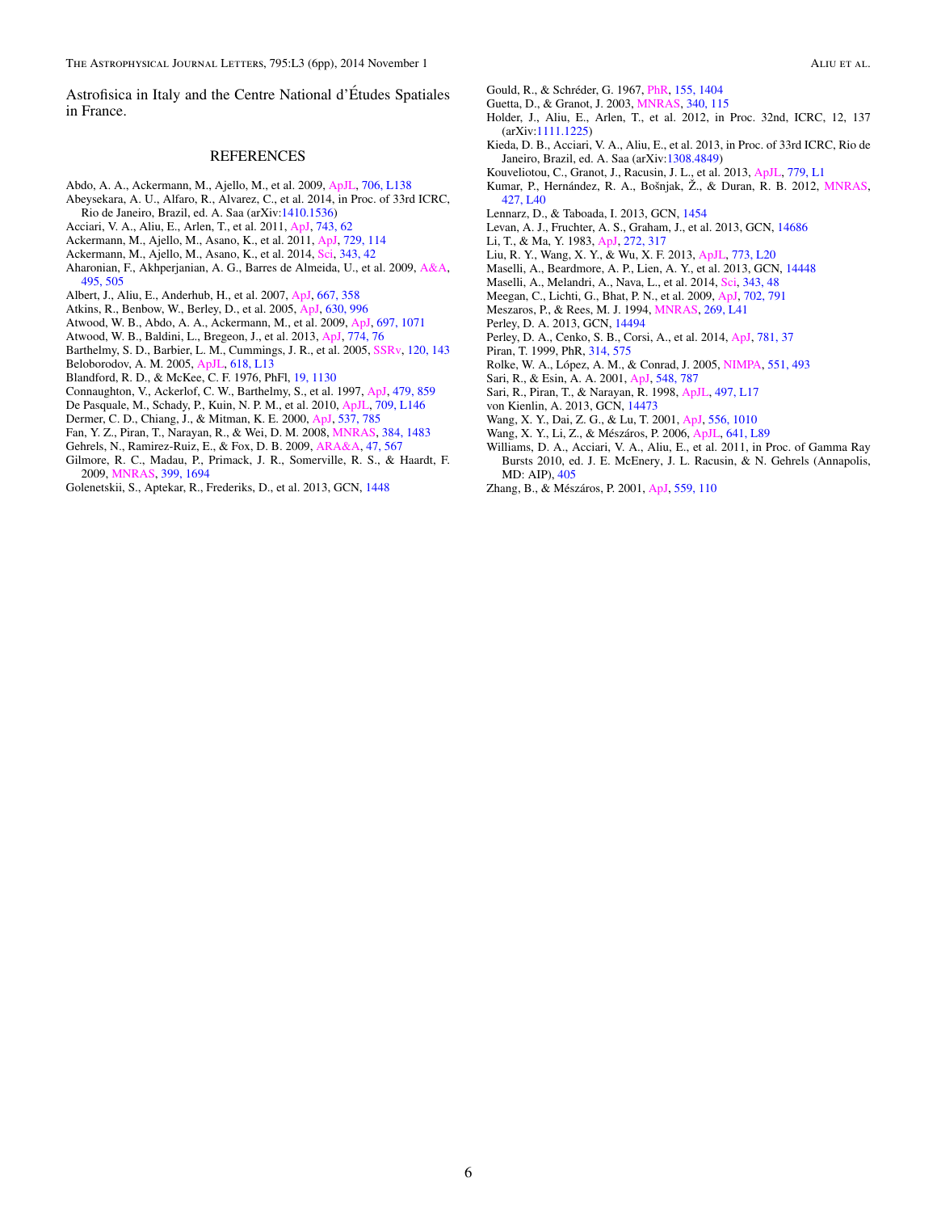Astrofisica in Italy and the Centre National d'Études Spatiales in France.

## REFERENCES

Abdo, A. A., Ackermann, M., Ajello, M., et al. 2009, ApJL, 706, L138

Abeysekara, A. U., Alfaro, R., Alvarez, C., et al. 2014, in Proc. of 33rd ICRC, Rio de Janeiro, Brazil, ed. A. Saa (arXiv:1410.1536)

Acciari, V. A., Aliu, E., Arlen, T., et al. 2011, ApJ, 743, 62

Ackermann, M., Ajello, M., Asano, K., et al. 2011, ApJ, 729, 114

Ackermann, M., Ajello, M., Asano, K., et al. 2014, Sci, 343, 42

Aharonian, F., Akhperjanian, A. G., Barres de Almeida, U., et al. 2009, A&A, 495, 505

Albert, J., Aliu, E., Anderhub, H., et al. 2007, ApJ, 667, 358

Atkins, R., Benbow, W., Berley, D., et al. 2005, ApJ, 630, 996

Atwood, W. B., Abdo, A. A., Ackermann, M., et al. 2009, ApJ, 697, 1071

Atwood, W. B., Baldini, L., Bregeon, J., et al. 2013, ApJ, 774, 76

Barthelmy, S. D., Barbier, L. M., Cummings, J. R., et al. 2005, SSRv, 120, 143

Beloborodov, A. M. 2005, ApJL, 618, L13

Blandford, R. D., & McKee, C. F. 1976, PhFl, 19, 1130

Connaughton, V., Ackerlof, C. W., Barthelmy, S., et al. 1997, ApJ, 479, 859

De Pasquale, M., Schady, P., Kuin, N. P. M., et al. 2010, ApJL, 709, L146

Dermer, C. D., Chiang, J., & Mitman, K. E. 2000, ApJ, 537, 785

Fan, Y. Z., Piran, T., Narayan, R., & Wei, D. M. 2008, MNRAS, 384, 1483

Gehrels, N., Ramirez-Ruiz, E., & Fox, D. B. 2009, ARA&A, 47, 567

Gilmore, R. C., Madau, P., Primack, J. R., Somerville, R. S., & Haardt, F. 2009, MNRAS, 399, 1694

Golenetskii, S., Aptekar, R., Frederiks, D., et al. 2013, GCN, 1448

Gould, R., & Schréder, G. 1967, PhR, 155, 1404

Guetta, D., & Granot, J. 2003, MNRAS, 340, 115

Holder, J., Aliu, E., Arlen, T., et al. 2012, in Proc. 32nd, ICRC, 12, 137 (arXiv:1111.1225)

Kieda, D. B., Acciari, V. A., Aliu, E., et al. 2013, in Proc. of 33rd ICRC, Rio de Janeiro, Brazil, ed. A. Saa (arXiv:1308.4849)

Kouveliotou, C., Granot, J., Racusin, J. L., et al. 2013, ApJL, 779, L1

Kumar, P., Hernández, R. A., Bošnjak, Ž., & Duran, R. B. 2012, MNRAS, 427, L40

Lennarz, D., & Taboada, I. 2013, GCN, 1454

Levan, A. J., Fruchter, A. S., Graham, J., et al. 2013, GCN, 14686

Li, T., & Ma, Y. 1983, ApJ, 272, 317

Liu, R. Y., Wang, X. Y., & Wu, X. F. 2013, ApJL, 773, L20

Maselli, A., Beardmore, A. P., Lien, A. Y., et al. 2013, GCN, 14448

Maselli, A., Melandri, A., Nava, L., et al. 2014, Sci, 343, 48

Meegan, C., Lichti, G., Bhat, P. N., et al. 2009, ApJ, 702, 791

Meszaros, P., & Rees, M. J. 1994, MNRAS, 269, L41

Perley, D. A. 2013, GCN, 14494

Perley, D. A., Cenko, S. B., Corsi, A., et al. 2014, ApJ, 781, 37

Piran, T. 1999, PhR, 314, 575

Rolke, W. A., López, A. M., & Conrad, J. 2005, NIMPA, 551, 493

Sari, R., & Esin, A. A. 2001, ApJ, 548, 787

Sari, R., Piran, T., & Narayan, R. 1998, ApJL, 497, L17

von Kienlin, A. 2013, GCN, 14473

Wang, X. Y., Dai, Z. G., & Lu, T. 2001, ApJ, 556, 1010

Wang, X. Y., Li, Z., & Mészáros, P. 2006, ApJL, 641, L89

Williams, D. A., Acciari, V. A., Aliu, E., et al. 2011, in Proc. of Gamma Ray Bursts 2010, ed. J. E. McEnery, J. L. Racusin, & N. Gehrels (Annapolis, MD: AIP), 405

Zhang, B., & Mészáros, P. 2001, ApJ, 559, 110